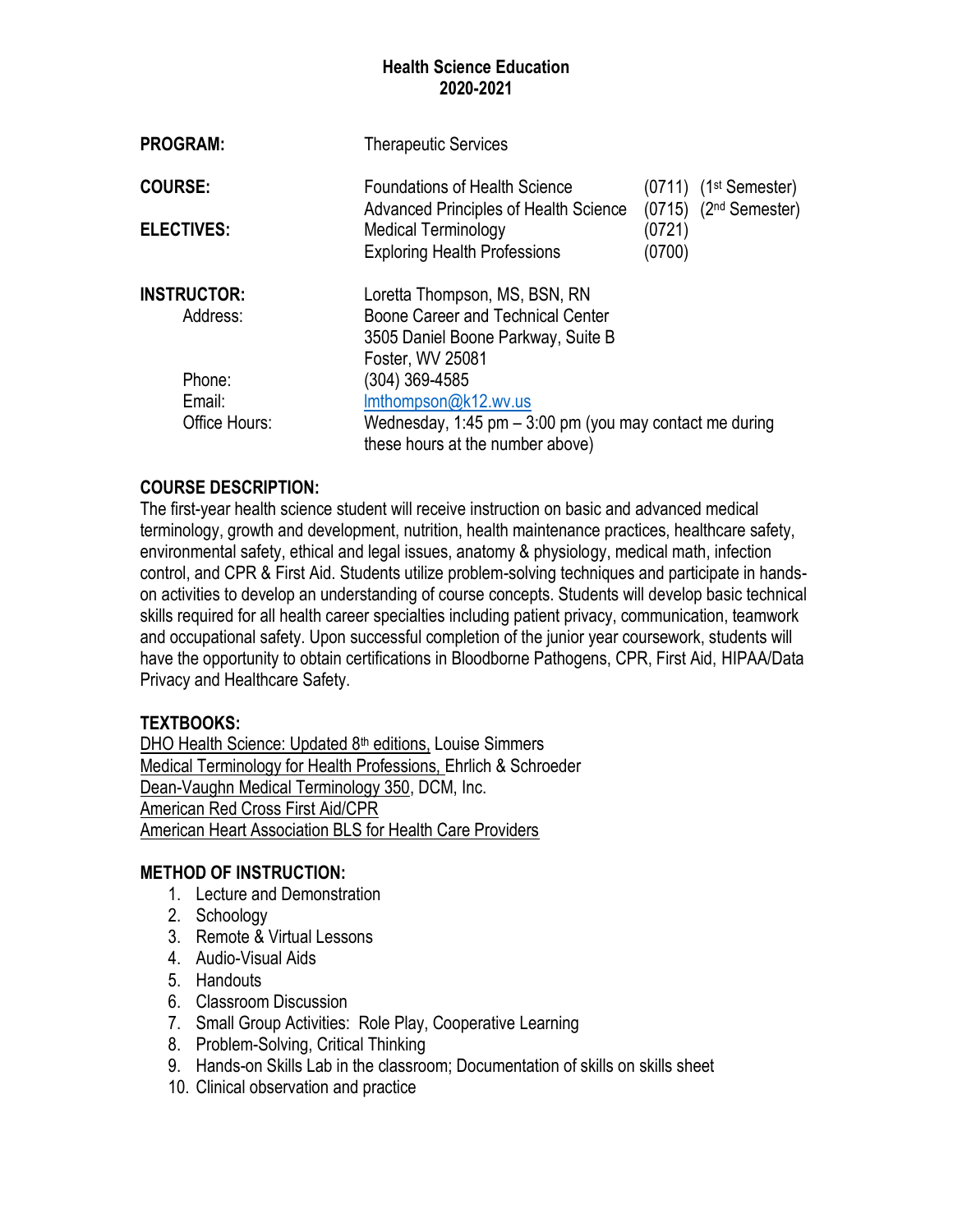# Health Science Education
## 2020-2021

| | | | |
|---|---|---|---|
| **PROGRAM:** | Therapeutic Services | | |
| **COURSE:** | Foundations of Health Science | (0711) | (1st Semester) |
| | Advanced Principles of Health Science | (0715) | (2nd Semester) |
| **ELECTIVES:** | Medical Terminology | (0721) | |
| | Exploring Health Professions | (0700) | |
| **INSTRUCTOR:** | Loretta Thompson, MS, BSN, RN | | |
| Address: | Boone Career and Technical Center<br>3505 Daniel Boone Parkway, Suite B<br>Foster, WV 25081 | | |
| Phone: | (304) 369-4585 | | |
| Email: | lmthompson@k12.wv.us | | |
| Office Hours: | Wednesday, 1:45 pm – 3:00 pm (you may contact me during these hours at the number above) | | |

## COURSE DESCRIPTION:

The first-year health science student will receive instruction on basic and advanced medical terminology, growth and development, nutrition, health maintenance practices, healthcare safety, environmental safety, ethical and legal issues, anatomy & physiology, medical math, infection control, and CPR & First Aid. Students utilize problem-solving techniques and participate in hands-on activities to develop an understanding of course concepts. Students will develop basic technical skills required for all health career specialties including patient privacy, communication, teamwork and occupational safety. Upon successful completion of the junior year coursework, students will have the opportunity to obtain certifications in Bloodborne Pathogens, CPR, First Aid, HIPAA/Data Privacy and Healthcare Safety.

## TEXTBOOKS:

DHO Health Science: Updated 8th editions, Louise Simmers
Medical Terminology for Health Professions, Ehrlich & Schroeder
Dean-Vaughn Medical Terminology 350, DCM, Inc.
American Red Cross First Aid/CPR
American Heart Association BLS for Health Care Providers

## METHOD OF INSTRUCTION:

1. Lecture and Demonstration
2. Schoology
3. Remote & Virtual Lessons
4. Audio-Visual Aids
5. Handouts
6. Classroom Discussion
7. Small Group Activities: Role Play, Cooperative Learning
8. Problem-Solving, Critical Thinking
9. Hands-on Skills Lab in the classroom; Documentation of skills on skills sheet
10. Clinical observation and practice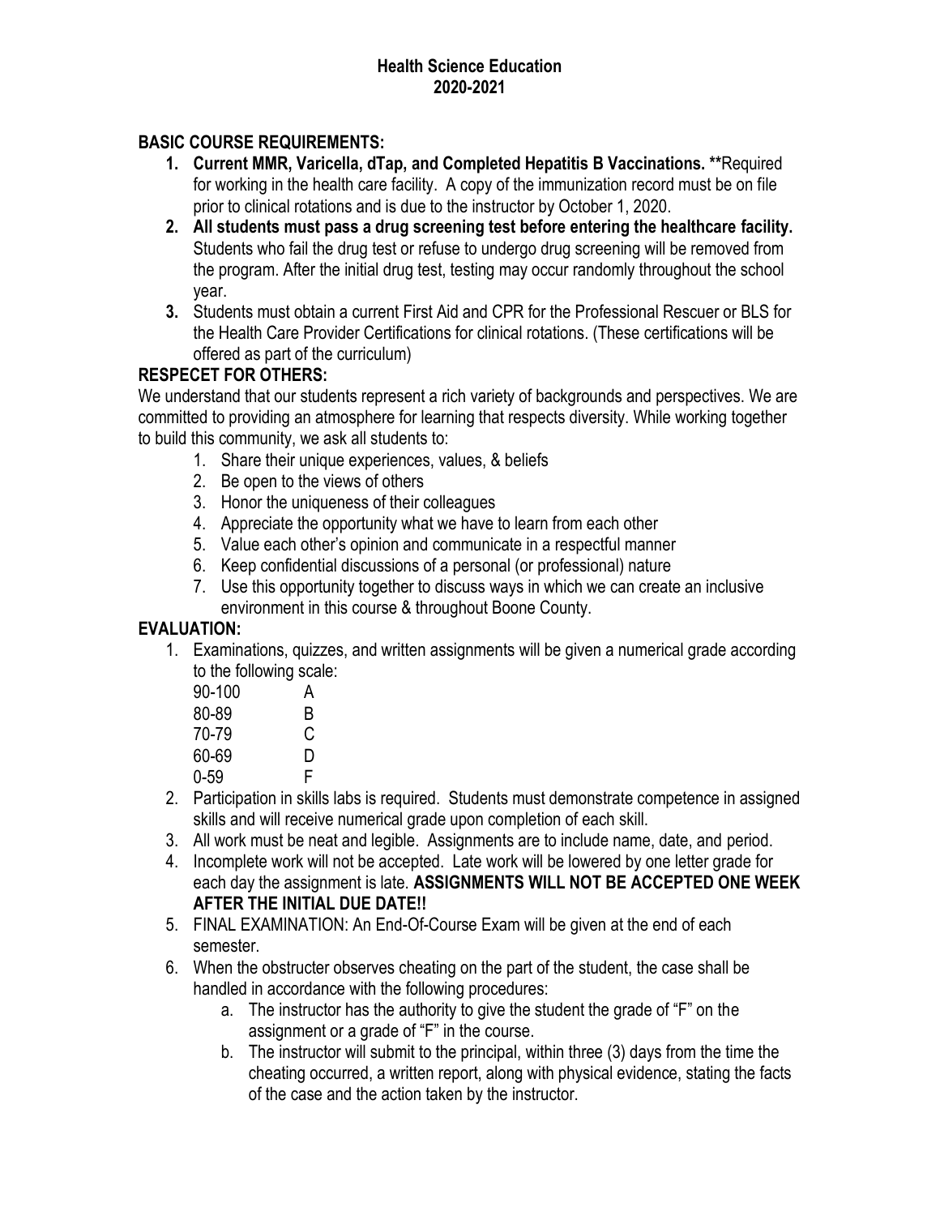**Health Science Education**
**2020-2021**

**BASIC COURSE REQUIREMENTS:**

1. **Current MMR, Varicella, dTap, and Completed Hepatitis B Vaccinations. ****Required for working in the health care facility. A copy of the immunization record must be on file prior to clinical rotations and is due to the instructor by October 1, 2020.
2. **All students must pass a drug screening test before entering the healthcare facility.** Students who fail the drug test or refuse to undergo drug screening will be removed from the program. After the initial drug test, testing may occur randomly throughout the school year.
3. Students must obtain a current First Aid and CPR for the Professional Rescuer or BLS for the Health Care Provider Certifications for clinical rotations. (These certifications will be offered as part of the curriculum)

**RESPECET FOR OTHERS:**

We understand that our students represent a rich variety of backgrounds and perspectives. We are committed to providing an atmosphere for learning that respects diversity. While working together to build this community, we ask all students to:

1. Share their unique experiences, values, & beliefs
2. Be open to the views of others
3. Honor the uniqueness of their colleagues
4. Appreciate the opportunity what we have to learn from each other
5. Value each other's opinion and communicate in a respectful manner
6. Keep confidential discussions of a personal (or professional) nature
7. Use this opportunity together to discuss ways in which we can create an inclusive environment in this course & throughout Boone County.

**EVALUATION:**

1. Examinations, quizzes, and written assignments will be given a numerical grade according to the following scale:

| | |
|---|---|
| 90-100 | A |
| 80-89 | B |
| 70-79 | C |
| 60-69 | D |
| 0-59 | F |

2. Participation in skills labs is required. Students must demonstrate competence in assigned skills and will receive numerical grade upon completion of each skill.
3. All work must be neat and legible. Assignments are to include name, date, and period.
4. Incomplete work will not be accepted. Late work will be lowered by one letter grade for each day the assignment is late. **ASSIGNMENTS WILL NOT BE ACCEPTED ONE WEEK AFTER THE INITIAL DUE DATE!!**
5. FINAL EXAMINATION: An End-Of-Course Exam will be given at the end of each semester.
6. When the obstructer observes cheating on the part of the student, the case shall be handled in accordance with the following procedures:
   a. The instructor has the authority to give the student the grade of "F" on the assignment or a grade of "F" in the course.
   b. The instructor will submit to the principal, within three (3) days from the time the cheating occurred, a written report, along with physical evidence, stating the facts of the case and the action taken by the instructor.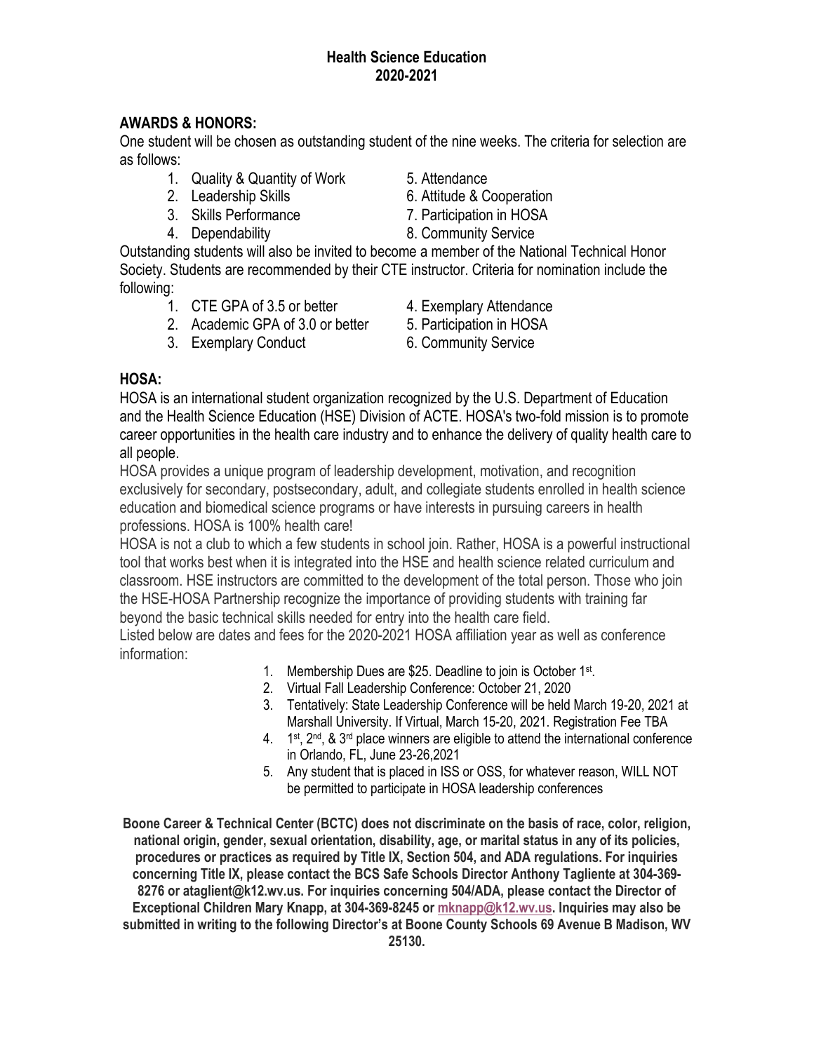**Health Science Education**
**2020-2021**

## AWARDS & HONORS:

One student will be chosen as outstanding student of the nine weeks. The criteria for selection are as follows:

1. Quality & Quantity of Work
2. Leadership Skills
3. Skills Performance
4. Dependability
5. Attendance
6. Attitude & Cooperation
7. Participation in HOSA
8. Community Service

Outstanding students will also be invited to become a member of the National Technical Honor Society. Students are recommended by their CTE instructor. Criteria for nomination include the following:

1. CTE GPA of 3.5 or better
2. Academic GPA of 3.0 or better
3. Exemplary Conduct
4. Exemplary Attendance
5. Participation in HOSA
6. Community Service

## HOSA:

HOSA is an international student organization recognized by the U.S. Department of Education and the Health Science Education (HSE) Division of ACTE. HOSA's two-fold mission is to promote career opportunities in the health care industry and to enhance the delivery of quality health care to all people.

HOSA provides a unique program of leadership development, motivation, and recognition exclusively for secondary, postsecondary, adult, and collegiate students enrolled in health science education and biomedical science programs or have interests in pursuing careers in health professions. HOSA is 100% health care!

HOSA is not a club to which a few students in school join. Rather, HOSA is a powerful instructional tool that works best when it is integrated into the HSE and health science related curriculum and classroom. HSE instructors are committed to the development of the total person. Those who join the HSE-HOSA Partnership recognize the importance of providing students with training far beyond the basic technical skills needed for entry into the health care field.

Listed below are dates and fees for the 2020-2021 HOSA affiliation year as well as conference information:

1. Membership Dues are $25. Deadline to join is October 1st.
2. Virtual Fall Leadership Conference: October 21, 2020
3. Tentatively: State Leadership Conference will be held March 19-20, 2021 at Marshall University. If Virtual, March 15-20, 2021. Registration Fee TBA
4. 1st, 2nd, & 3rd place winners are eligible to attend the international conference in Orlando, FL, June 23-26,2021
5. Any student that is placed in ISS or OSS, for whatever reason, WILL NOT be permitted to participate in HOSA leadership conferences

**Boone Career & Technical Center (BCTC) does not discriminate on the basis of race, color, religion, national origin, gender, sexual orientation, disability, age, or marital status in any of its policies, procedures or practices as required by Title IX, Section 504, and ADA regulations. For inquiries concerning Title IX, please contact the BCS Safe Schools Director Anthony Tagliente at 304-369-8276 or ataglient@k12.wv.us. For inquiries concerning 504/ADA, please contact the Director of Exceptional Children Mary Knapp, at 304-369-8245 or mknapp@k12.wv.us. Inquiries may also be submitted in writing to the following Director's at Boone County Schools 69 Avenue B Madison, WV 25130.**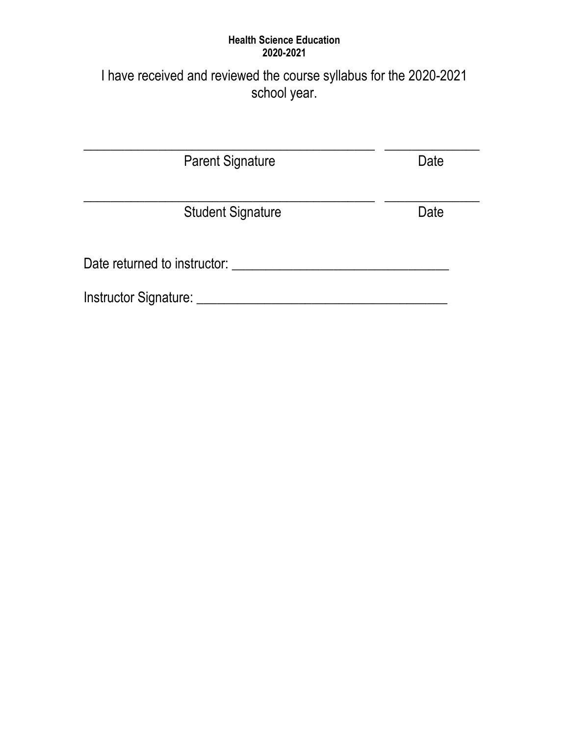**Health Science Education**
**2020-2021**

I have received and reviewed the course syllabus for the 2020-2021 school year.

\_\_\_\_\_\_\_\_\_\_\_\_\_\_\_\_\_\_\_\_\_\_\_\_\_\_\_\_\_\_\_\_\_\_\_\_\_\_\_\_\_\_\_\_ \_\_\_\_\_\_\_\_\_\_\_\_\_\_\_
Parent Signature Date

\_\_\_\_\_\_\_\_\_\_\_\_\_\_\_\_\_\_\_\_\_\_\_\_\_\_\_\_\_\_\_\_\_\_\_\_\_\_\_\_\_\_\_\_ \_\_\_\_\_\_\_\_\_\_\_\_\_\_\_
Student Signature Date

Date returned to instructor: \_\_\_\_\_\_\_\_\_\_\_\_\_\_\_\_\_\_\_\_\_\_\_\_\_\_\_\_\_\_\_\_

Instructor Signature: \_\_\_\_\_\_\_\_\_\_\_\_\_\_\_\_\_\_\_\_\_\_\_\_\_\_\_\_\_\_\_\_\_\_\_\_\_